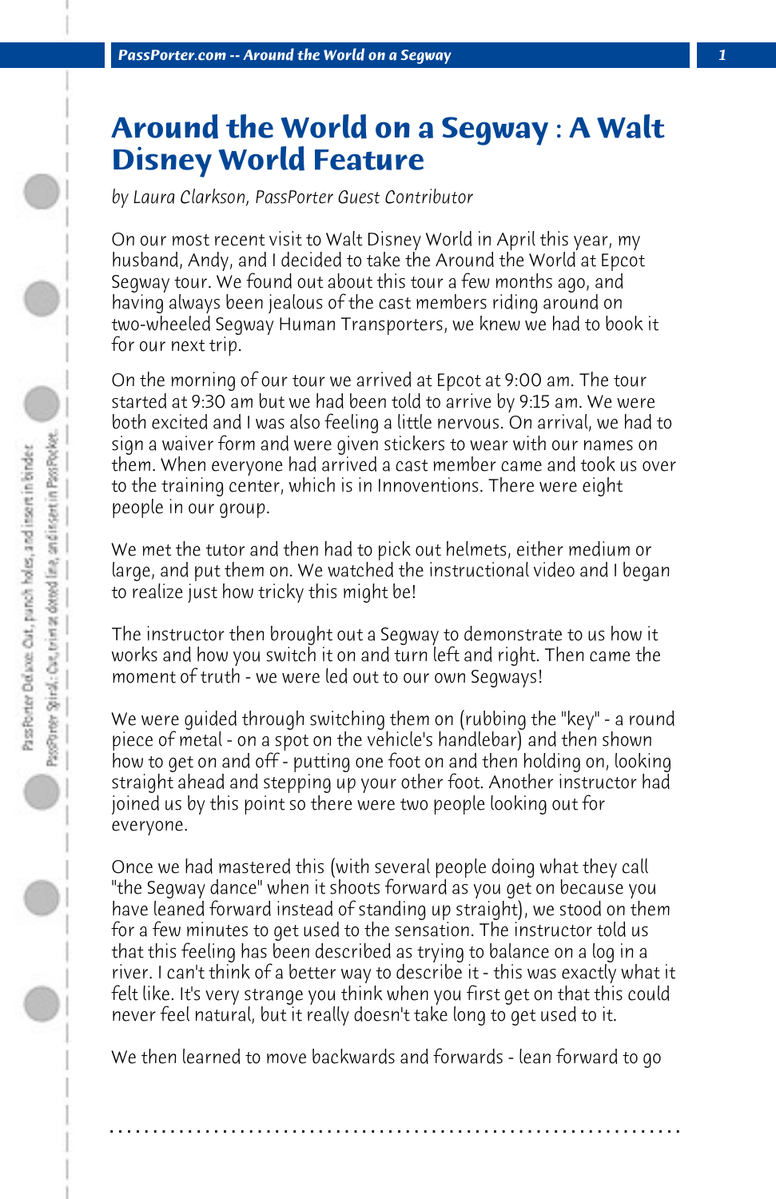# Around the World on a Segway : A Walt Disney World Feature

*by Laura Clarkson, PassPorter Guest Contributor*

On our most recent visit to Walt Disney World in April this year, my husband, Andy, and I decided to take the Around the World at Epcot Segway tour. We found out about this tour a few months ago, and having always been jealous of the cast members riding around on two-wheeled Segway Human Transporters, we knew we had to book it for our next trip.

On the morning of our tour we arrived at Epcot at 9:00 am. The tour started at 9:30 am but we had been told to arrive by 9:15 am. We were both excited and I was also feeling a little nervous. On arrival, we had to sign a waiver form and were given stickers to wear with our names on them. When everyone had arrived a cast member came and took us over to the training center, which is in Innoventions. There were eight people in our group.

We met the tutor and then had to pick out helmets, either medium or large, and put them on. We watched the instructional video and I began to realize just how tricky this might be!

The instructor then brought out a Segway to demonstrate to us how it works and how you switch it on and turn left and right. Then came the moment of truth - we were led out to our own Segways!

We were guided through switching them on (rubbing the "key" - a round piece of metal - on a spot on the vehicle's handlebar) and then shown how to get on and off - putting one foot on and then holding on, looking straight ahead and stepping up your other foot. Another instructor had joined us by this point so there were two people looking out for everyone.

Once we had mastered this (with several people doing what they call "the Segway dance" when it shoots forward as you get on because you have leaned forward instead of standing up straight), we stood on them for a few minutes to get used to the sensation. The instructor told us that this feeling has been described as trying to balance on a log in a river. I can't think of a better way to describe it - this was exactly what it felt like. It's very strange you think when you first get on that this could never feel natural, but it really doesn't take long to get used to it.

We then learned to move backwards and forwards - lean forward to go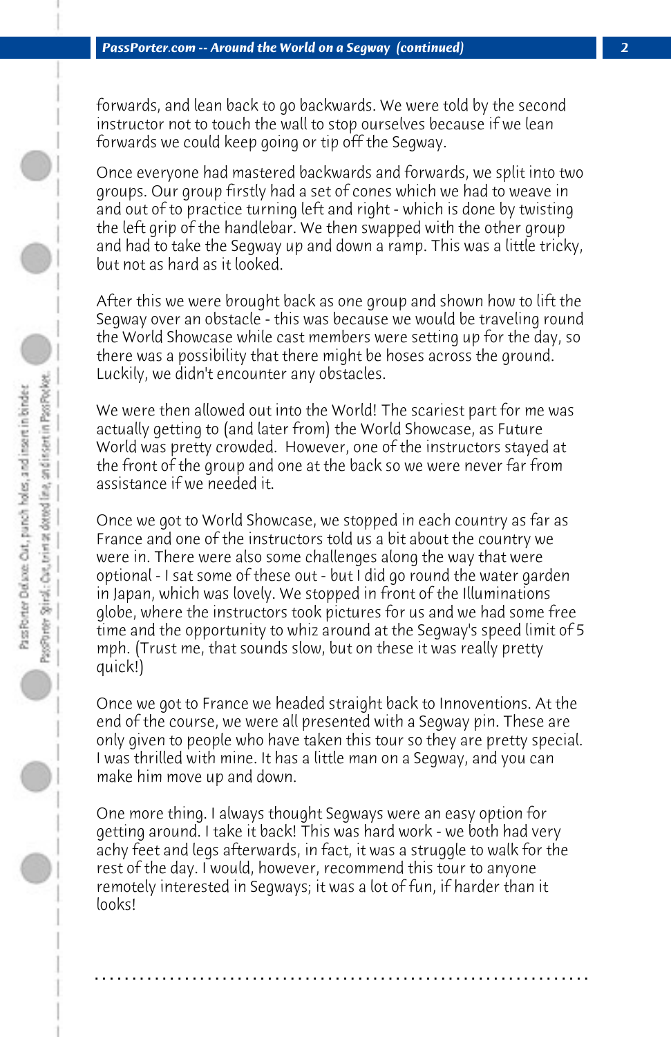forwards, and lean back to go backwards. We were told by the second instructor not to touch the wall to stop ourselves because if we lean forwards we could keep going or tip off the Segway.

Once everyone had mastered backwards and forwards, we split into two groups. Our group firstly had a set of cones which we had to weave in and out of to practice turning left and right - which is done by twisting the left grip of the handlebar. We then swapped with the other group and had to take the Segway up and down a ramp. This was a little tricky, but not as hard as it looked.

After this we were brought back as one group and shown how to lift the Segway over an obstacle - this was because we would be traveling round the World Showcase while cast members were setting up for the day, so there was a possibility that there might be hoses across the ground. Luckily, we didn't encounter any obstacles.

We were then allowed out into the World! The scariest part for me was actually getting to (and later from) the World Showcase, as Future World was pretty crowded. However, one of the instructors stayed at the front of the group and one at the back so we were never far from assistance if we needed it.

Once we got to World Showcase, we stopped in each country as far as France and one of the instructors told us a bit about the country we were in. There were also some challenges along the way that were optional - I sat some of these out - but I did go round the water garden in Japan, which was lovely. We stopped in front of the Illuminations globe, where the instructors took pictures for us and we had some free time and the opportunity to whiz around at the Segway's speed limit of 5 mph. (Trust me, that sounds slow, but on these it was really pretty quick!)

Once we got to France we headed straight back to Innoventions. At the end of the course, we were all presented with a Segway pin. These are only given to people who have taken this tour so they are pretty special. I was thrilled with mine. It has a little man on a Segway, and you can make him move up and down.

One more thing. I always thought Segways were an easy option for getting around. I take it back! This was hard work - we both had very achy feet and legs afterwards, in fact, it was a struggle to walk for the rest of the day. I would, however, recommend this tour to anyone remotely interested in Segways; it was a lot of fun, if harder than it looks!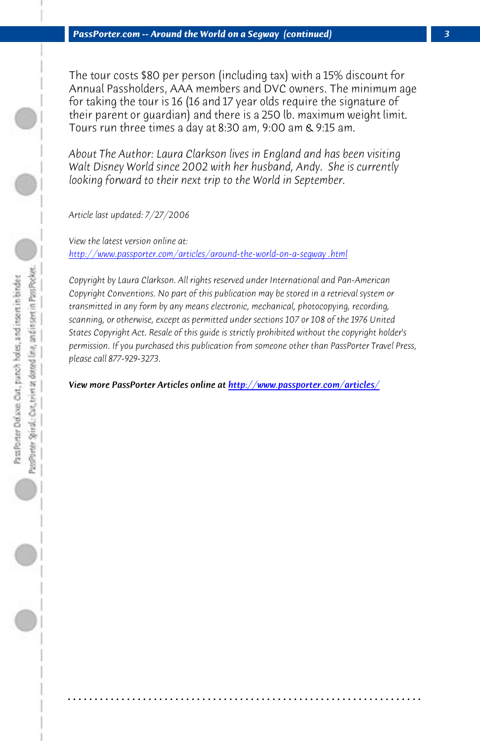The tour costs $80 per person (including tax) with a 15% discount for Annual Passholders, AAA members and DVC owners. The minimum age for taking the tour is 16 (16 and 17 year olds require the signature of their parent or guardian) and there is a 250 lb. maximum weight limit. Tours run three times a day at 8:30 am, 9:00 am & 9:15 am.

*About The Author: Laura Clarkson lives in England and has been visiting Walt Disney World since 2002 with her husband, Andy. She is currently looking forward to their next trip to the World in September.*

*Article last updated: 7/27/2006*

*View the latest version online at:*
*http://www.passporter.com/articles/around-the-world-on-a-segway.html*

*Copyright by Laura Clarkson. All rights reserved under International and Pan-American Copyright Conventions. No part of this publication may be stored in a retrieval system or transmitted in any form by any means electronic, mechanical, photocopying, recording, scanning, or otherwise, except as permitted under sections 107 or 108 of the 1976 United States Copyright Act. Resale of this guide is strictly prohibited without the copyright holder's permission. If you purchased this publication from someone other than PassPorter Travel Press, please call 877-929-3273.*

***View more PassPorter Articles online at http://www.passporter.com/articles/***